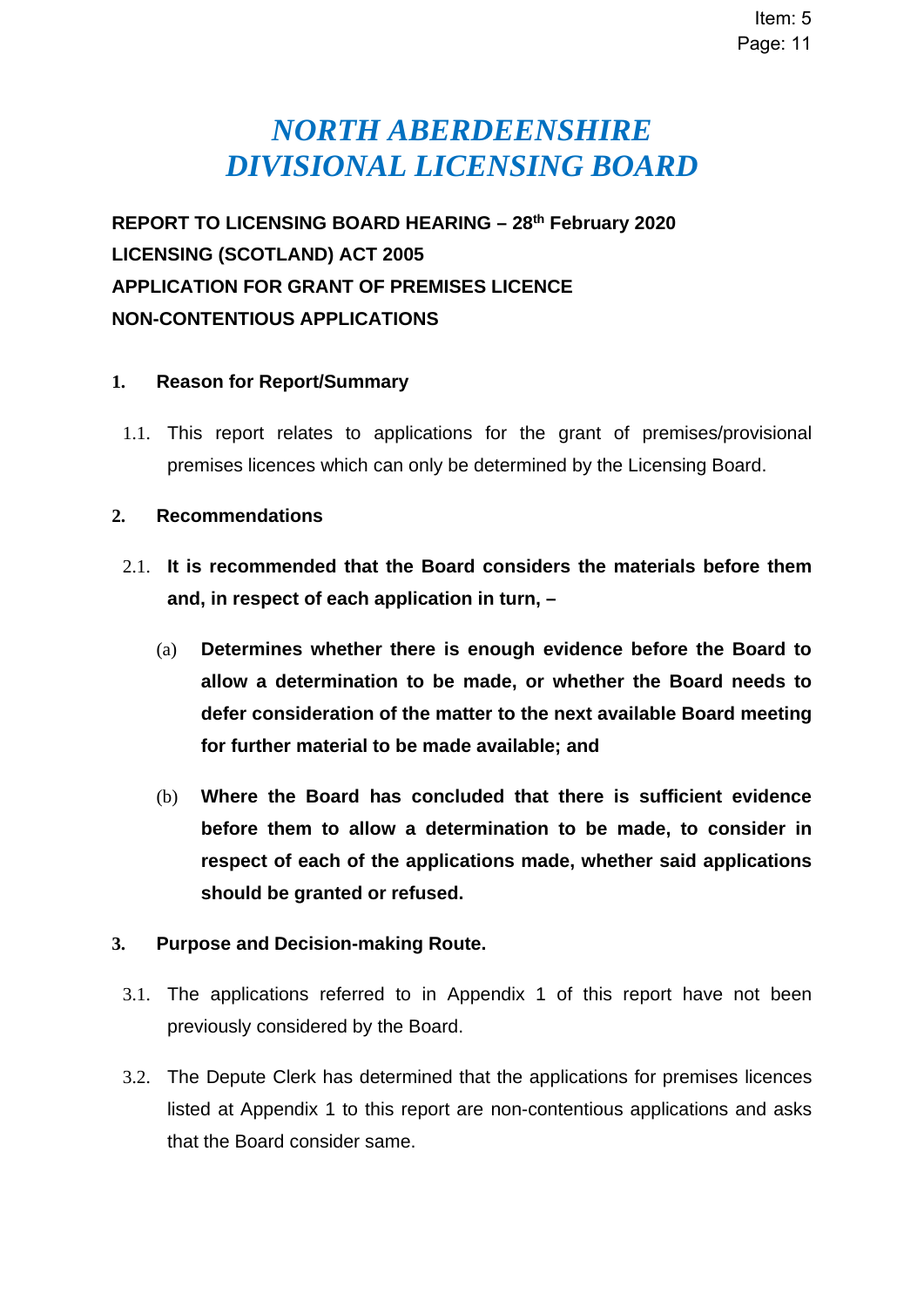# *NORTH ABERDEENSHIRE DIVISIONAL LICENSING BOARD*

**REPORT TO LICENSING BOARD HEARING – 28th February 2020**

**LICENSING (SCOTLAND) ACT 2005**

**APPLICATION FOR GRANT OF PREMISES LICENCE**

**NON-CONTENTIOUS APPLICATIONS**

## 1. Reason for Report/Summary

1.1. This report relates to applications for the grant of premises/provisional premises licences which can only be determined by the Licensing Board.

## 2. Recommendations

2.1. **It is recommended that the Board considers the materials before them and, in respect of each application in turn, –**

(a) **Determines whether there is enough evidence before the Board to allow a determination to be made, or whether the Board needs to defer consideration of the matter to the next available Board meeting for further material to be made available; and**

(b) **Where the Board has concluded that there is sufficient evidence before them to allow a determination to be made, to consider in respect of each of the applications made, whether said applications should be granted or refused.**

## 3. Purpose and Decision-making Route.

3.1. The applications referred to in Appendix 1 of this report have not been previously considered by the Board.

3.2. The Depute Clerk has determined that the applications for premises licences listed at Appendix 1 to this report are non-contentious applications and asks that the Board consider same.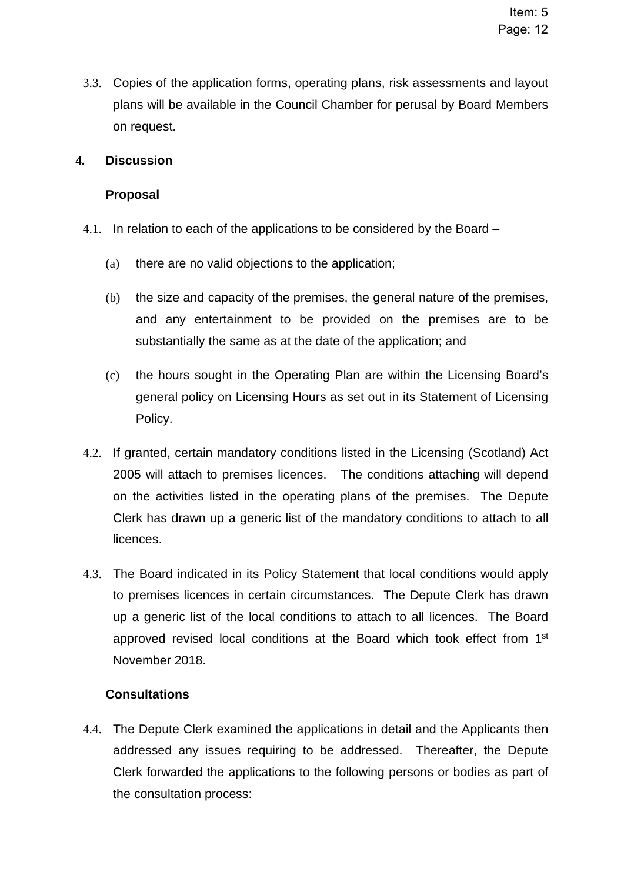3.3. Copies of the application forms, operating plans, risk assessments and layout plans will be available in the Council Chamber for perusal by Board Members on request.

## 4. Discussion

### Proposal

4.1. In relation to each of the applications to be considered by the Board –

(a) there are no valid objections to the application;

(b) the size and capacity of the premises, the general nature of the premises, and any entertainment to be provided on the premises are to be substantially the same as at the date of the application; and

(c) the hours sought in the Operating Plan are within the Licensing Board's general policy on Licensing Hours as set out in its Statement of Licensing Policy.

4.2. If granted, certain mandatory conditions listed in the Licensing (Scotland) Act 2005 will attach to premises licences. The conditions attaching will depend on the activities listed in the operating plans of the premises. The Depute Clerk has drawn up a generic list of the mandatory conditions to attach to all licences.

4.3. The Board indicated in its Policy Statement that local conditions would apply to premises licences in certain circumstances. The Depute Clerk has drawn up a generic list of the local conditions to attach to all licences. The Board approved revised local conditions at the Board which took effect from 1st November 2018.

### Consultations

4.4. The Depute Clerk examined the applications in detail and the Applicants then addressed any issues requiring to be addressed. Thereafter, the Depute Clerk forwarded the applications to the following persons or bodies as part of the consultation process: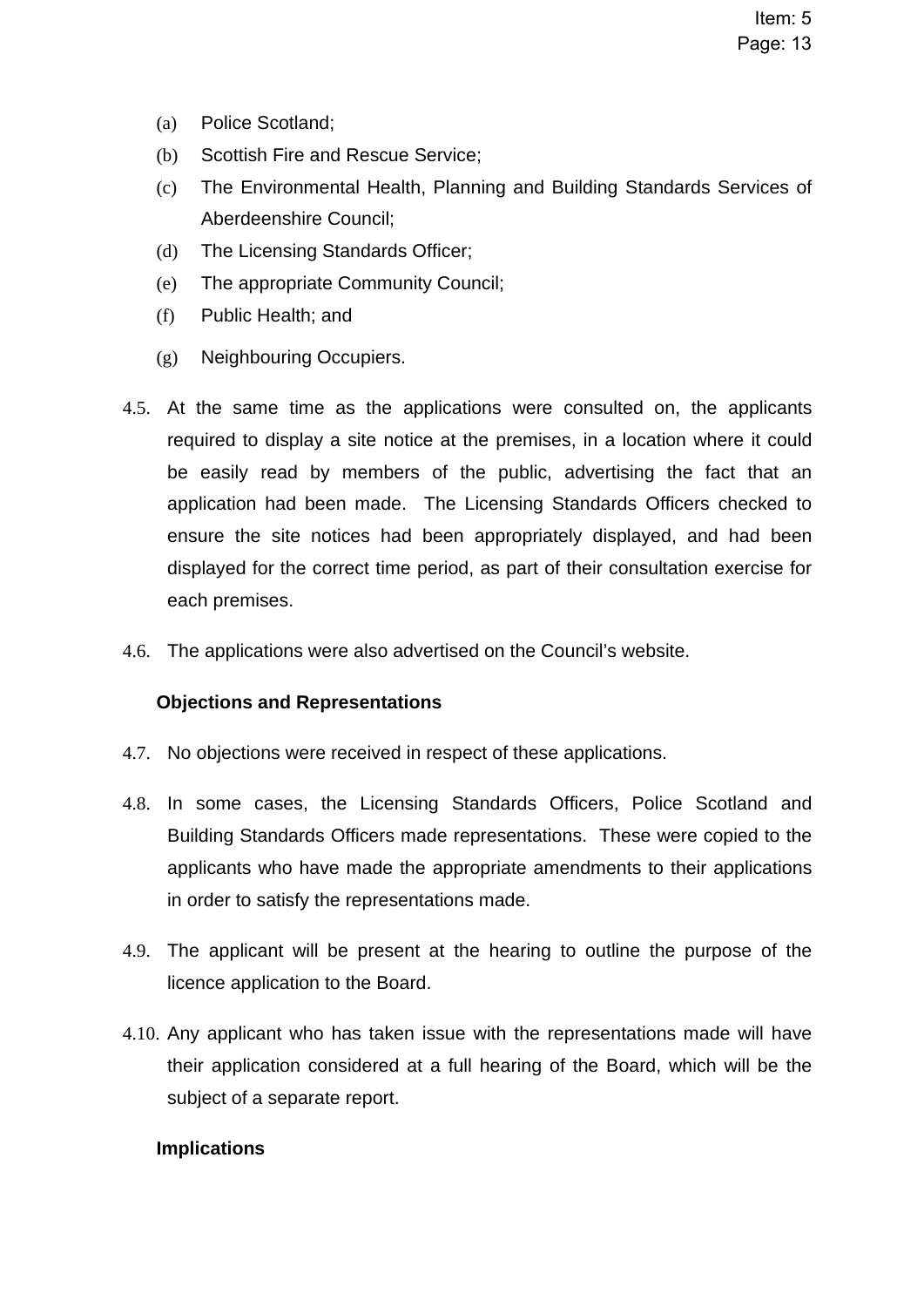(a) Police Scotland;
(b) Scottish Fire and Rescue Service;
(c) The Environmental Health, Planning and Building Standards Services of Aberdeenshire Council;
(d) The Licensing Standards Officer;
(e) The appropriate Community Council;
(f) Public Health; and
(g) Neighbouring Occupiers.

4.5. At the same time as the applications were consulted on, the applicants required to display a site notice at the premises, in a location where it could be easily read by members of the public, advertising the fact that an application had been made. The Licensing Standards Officers checked to ensure the site notices had been appropriately displayed, and had been displayed for the correct time period, as part of their consultation exercise for each premises.

4.6. The applications were also advertised on the Council's website.

**Objections and Representations**

4.7. No objections were received in respect of these applications.

4.8. In some cases, the Licensing Standards Officers, Police Scotland and Building Standards Officers made representations. These were copied to the applicants who have made the appropriate amendments to their applications in order to satisfy the representations made.

4.9. The applicant will be present at the hearing to outline the purpose of the licence application to the Board.

4.10. Any applicant who has taken issue with the representations made will have their application considered at a full hearing of the Board, which will be the subject of a separate report.

**Implications**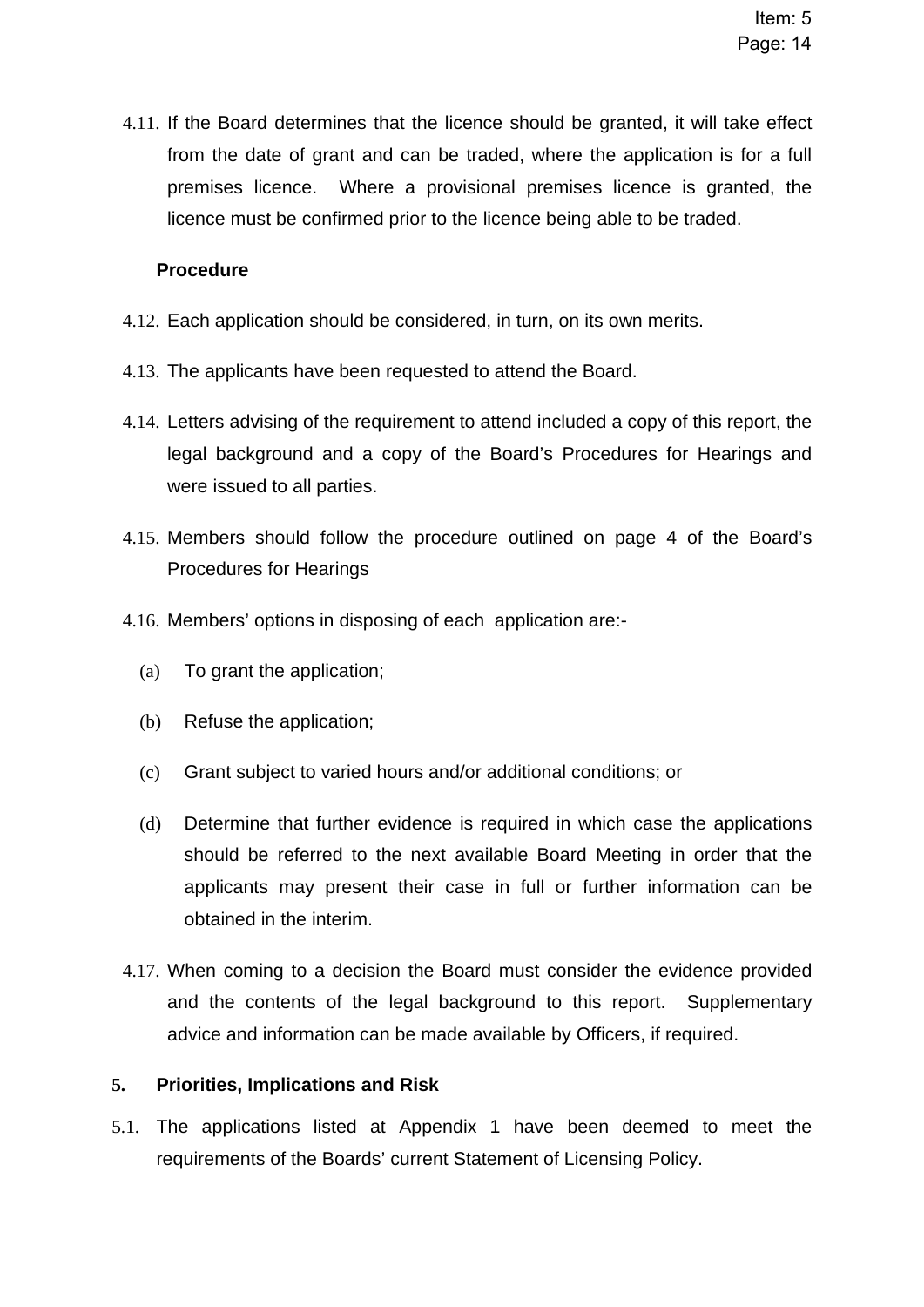4.11. If the Board determines that the licence should be granted, it will take effect from the date of grant and can be traded, where the application is for a full premises licence. Where a provisional premises licence is granted, the licence must be confirmed prior to the licence being able to be traded.

**Procedure**

4.12. Each application should be considered, in turn, on its own merits.

4.13. The applicants have been requested to attend the Board.

4.14. Letters advising of the requirement to attend included a copy of this report, the legal background and a copy of the Board's Procedures for Hearings and were issued to all parties.

4.15. Members should follow the procedure outlined on page 4 of the Board's Procedures for Hearings

4.16. Members' options in disposing of each application are:-

(a) To grant the application;

(b) Refuse the application;

(c) Grant subject to varied hours and/or additional conditions; or

(d) Determine that further evidence is required in which case the applications should be referred to the next available Board Meeting in order that the applicants may present their case in full or further information can be obtained in the interim.

4.17. When coming to a decision the Board must consider the evidence provided and the contents of the legal background to this report. Supplementary advice and information can be made available by Officers, if required.

## 5. Priorities, Implications and Risk

5.1. The applications listed at Appendix 1 have been deemed to meet the requirements of the Boards' current Statement of Licensing Policy.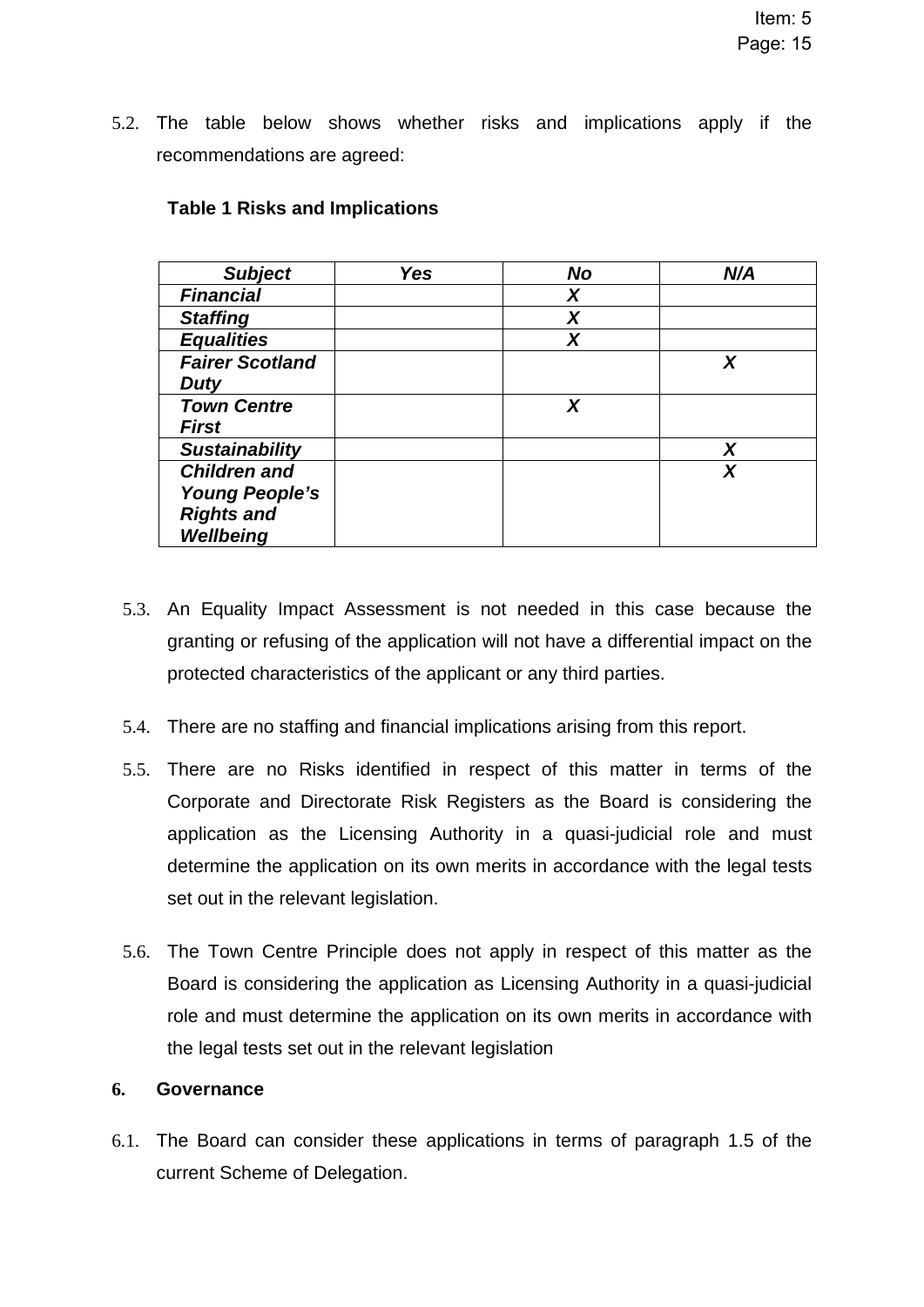5.2. The table below shows whether risks and implications apply if the recommendations are agreed:

**Table 1 Risks and Implications**

| ***Subject*** | ***Yes*** | ***No*** | ***N/A*** |
|---|---|---|---|
| ***Financial*** | | ***X*** | |
| ***Staffing*** | | ***X*** | |
| ***Equalities*** | | ***X*** | |
| ***Fairer Scotland Duty*** | | | ***X*** |
| ***Town Centre First*** | | ***X*** | |
| ***Sustainability*** | | | ***X*** |
| ***Children and Young People's Rights and Wellbeing*** | | | ***X*** |

5.3. An Equality Impact Assessment is not needed in this case because the granting or refusing of the application will not have a differential impact on the protected characteristics of the applicant or any third parties.

5.4. There are no staffing and financial implications arising from this report.

5.5. There are no Risks identified in respect of this matter in terms of the Corporate and Directorate Risk Registers as the Board is considering the application as the Licensing Authority in a quasi-judicial role and must determine the application on its own merits in accordance with the legal tests set out in the relevant legislation.

5.6. The Town Centre Principle does not apply in respect of this matter as the Board is considering the application as Licensing Authority in a quasi-judicial role and must determine the application on its own merits in accordance with the legal tests set out in the relevant legislation

## 6. Governance

6.1. The Board can consider these applications in terms of paragraph 1.5 of the current Scheme of Delegation.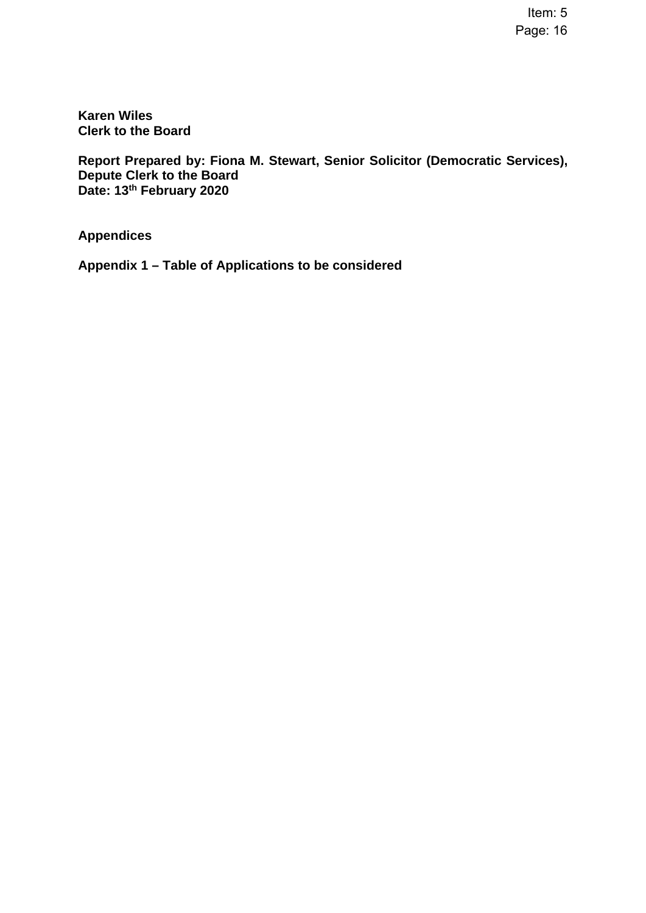**Karen Wiles**
**Clerk to the Board**

**Report Prepared by: Fiona M. Stewart, Senior Solicitor (Democratic Services), Depute Clerk to the Board**
**Date: 13th February 2020**

## Appendices

**Appendix 1 – Table of Applications to be considered**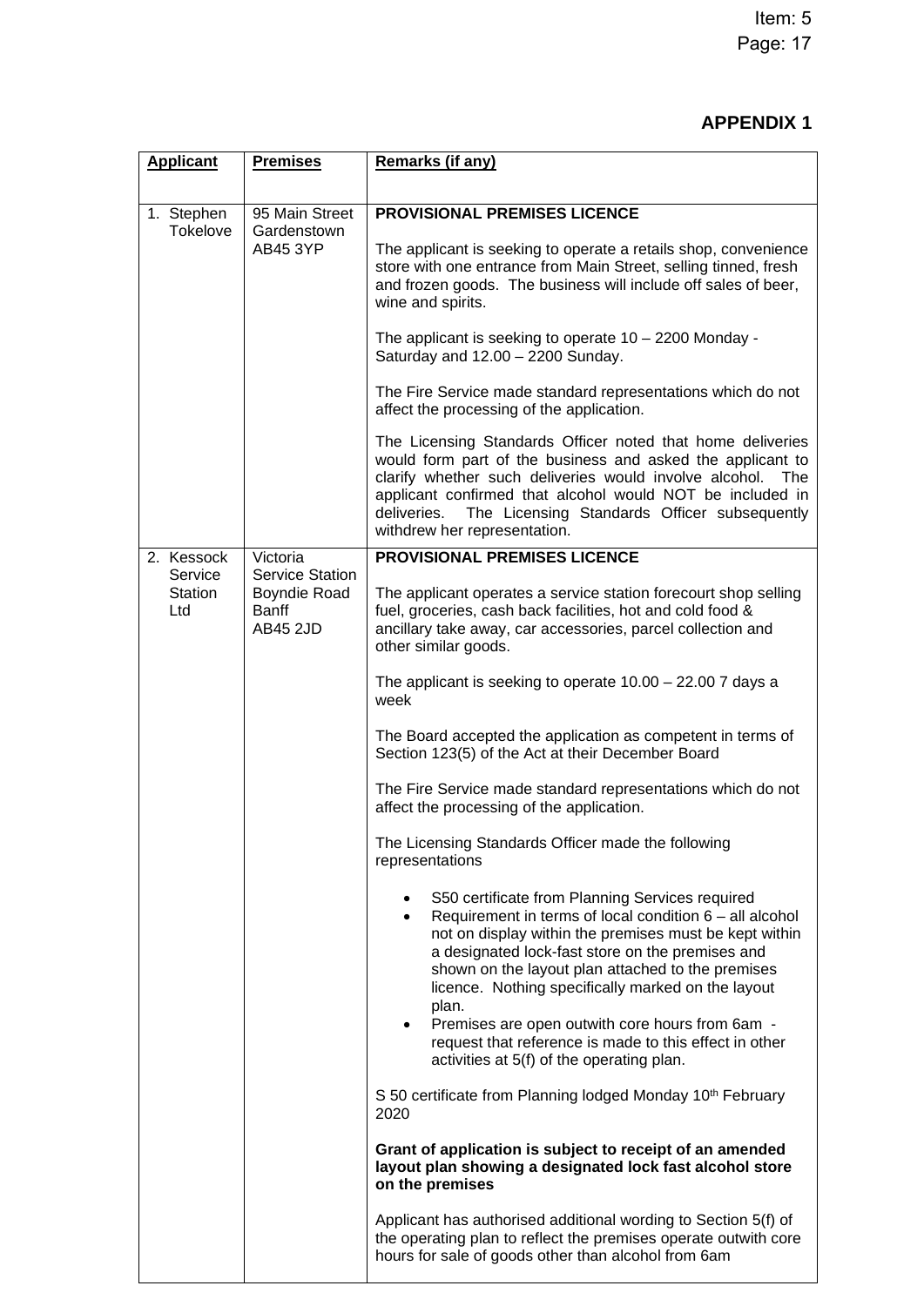## APPENDIX 1

| Applicant | Premises | Remarks (if any) |
|---|---|---|
| 1. Stephen Tokelove | 95 Main Street Gardenstown AB45 3YP | **PROVISIONAL PREMISES LICENCE**<br><br>The applicant is seeking to operate a retails shop, convenience store with one entrance from Main Street, selling tinned, fresh and frozen goods. The business will include off sales of beer, wine and spirits.<br><br>The applicant is seeking to operate 10 – 2200 Monday - Saturday and 12.00 – 2200 Sunday.<br><br>The Fire Service made standard representations which do not affect the processing of the application.<br><br>The Licensing Standards Officer noted that home deliveries would form part of the business and asked the applicant to clarify whether such deliveries would involve alcohol. The applicant confirmed that alcohol would NOT be included in deliveries. The Licensing Standards Officer subsequently withdrew her representation. |
| 2. Kessock Service Station Ltd | Victoria Service Station Boyndie Road Banff AB45 2JD | **PROVISIONAL PREMISES LICENCE**<br><br>The applicant operates a service station forecourt shop selling fuel, groceries, cash back facilities, hot and cold food & ancillary take away, car accessories, parcel collection and other similar goods.<br><br>The applicant is seeking to operate 10.00 – 22.00 7 days a week<br><br>The Board accepted the application as competent in terms of Section 123(5) of the Act at their December Board<br><br>The Fire Service made standard representations which do not affect the processing of the application.<br><br>The Licensing Standards Officer made the following representations<br><br>• S50 certificate from Planning Services required<br>• Requirement in terms of local condition 6 – all alcohol not on display within the premises must be kept within a designated lock-fast store on the premises and shown on the layout plan attached to the premises licence. Nothing specifically marked on the layout plan.<br>• Premises are open outwith core hours from 6am - request that reference is made to this effect in other activities at 5(f) of the operating plan.<br><br>S 50 certificate from Planning lodged Monday 10th February 2020<br><br>**Grant of application is subject to receipt of an amended layout plan showing a designated lock fast alcohol store on the premises**<br><br>Applicant has authorised additional wording to Section 5(f) of the operating plan to reflect the premises operate outwith core hours for sale of goods other than alcohol from 6am |